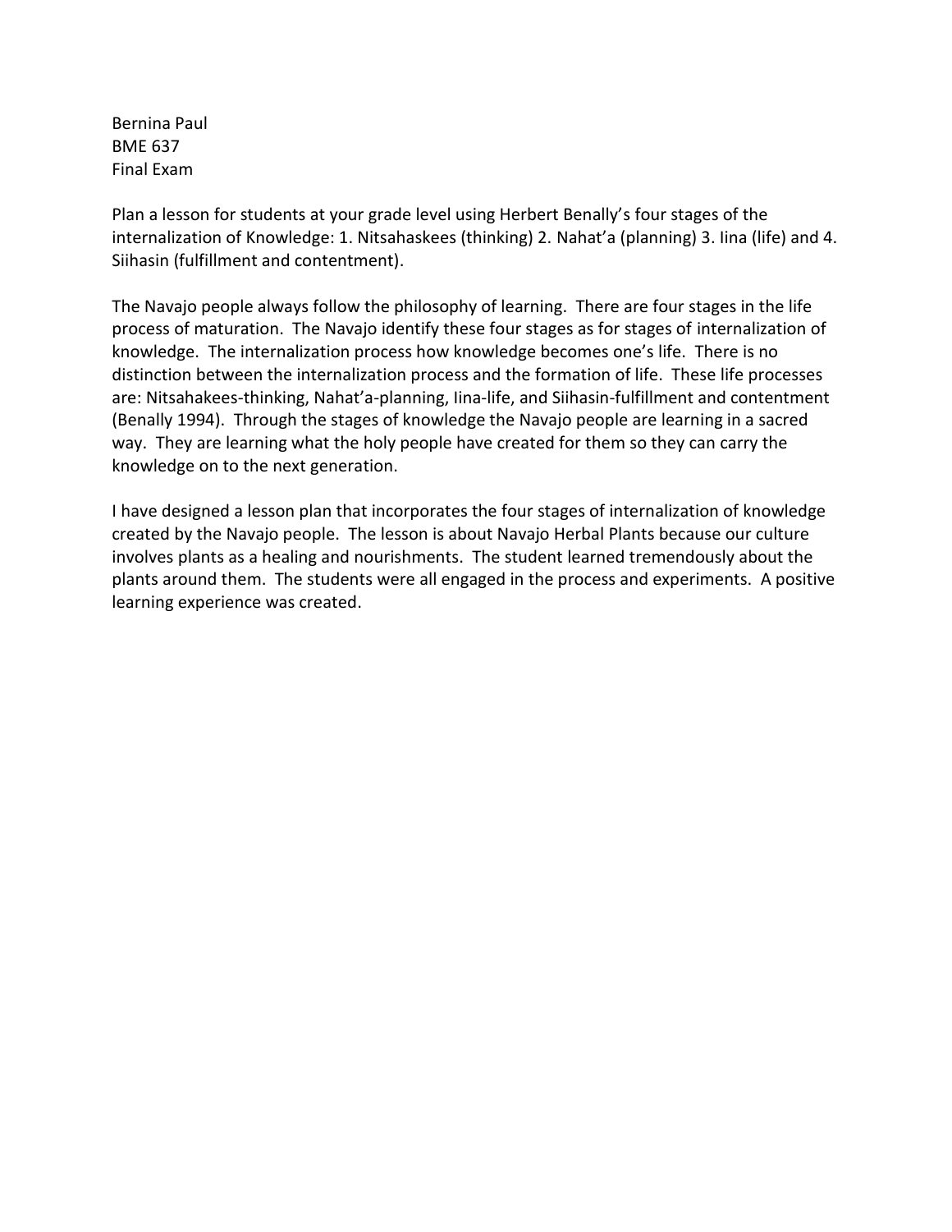Bernina Paul
BME 637
Final Exam

Plan a lesson for students at your grade level using Herbert Benally's four stages of the internalization of Knowledge: 1. Nitsahaskees (thinking) 2. Nahat'a (planning) 3. Iina (life) and 4. Siihasin (fulfillment and contentment).

The Navajo people always follow the philosophy of learning. There are four stages in the life process of maturation. The Navajo identify these four stages as for stages of internalization of knowledge. The internalization process how knowledge becomes one's life. There is no distinction between the internalization process and the formation of life. These life processes are: Nitsahakees-thinking, Nahat'a-planning, Iina-life, and Siihasin-fulfillment and contentment (Benally 1994). Through the stages of knowledge the Navajo people are learning in a sacred way. They are learning what the holy people have created for them so they can carry the knowledge on to the next generation.

I have designed a lesson plan that incorporates the four stages of internalization of knowledge created by the Navajo people. The lesson is about Navajo Herbal Plants because our culture involves plants as a healing and nourishments. The student learned tremendously about the plants around them. The students were all engaged in the process and experiments. A positive learning experience was created.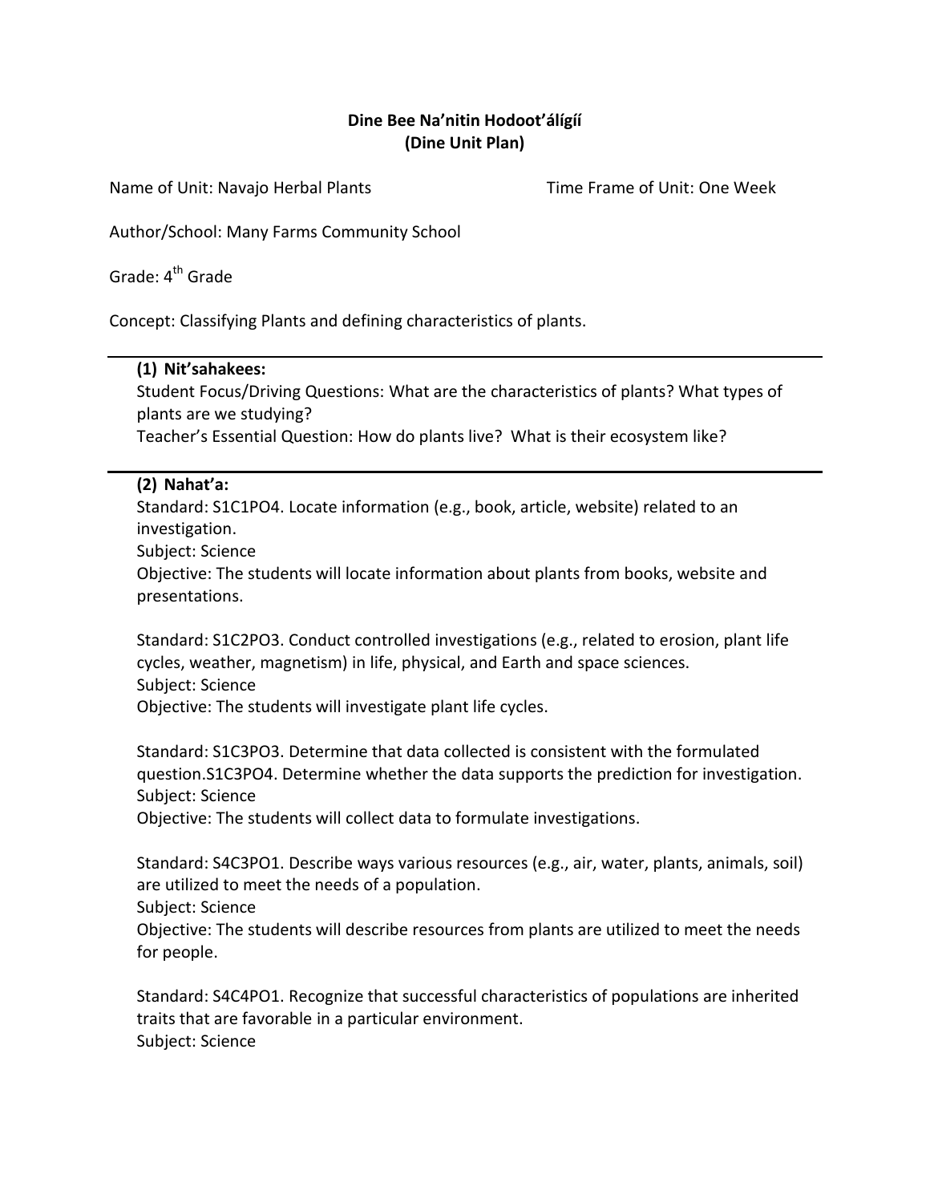**Dine Bee Na'nitin Hodoot'álígíí**
**(Dine Unit Plan)**

Name of Unit: Navajo Herbal Plants Time Frame of Unit: One Week

Author/School: Many Farms Community School

Grade: 4th Grade

Concept: Classifying Plants and defining characteristics of plants.

---

**(1) Nit'sahakees:**

Student Focus/Driving Questions: What are the characteristics of plants? What types of plants are we studying?

Teacher's Essential Question: How do plants live? What is their ecosystem like?

---

**(2) Nahat'a:**

Standard: S1C1PO4. Locate information (e.g., book, article, website) related to an investigation.
Subject: Science
Objective: The students will locate information about plants from books, website and presentations.

Standard: S1C2PO3. Conduct controlled investigations (e.g., related to erosion, plant life cycles, weather, magnetism) in life, physical, and Earth and space sciences.
Subject: Science
Objective: The students will investigate plant life cycles.

Standard: S1C3PO3. Determine that data collected is consistent with the formulated question.S1C3PO4. Determine whether the data supports the prediction for investigation.
Subject: Science
Objective: The students will collect data to formulate investigations.

Standard: S4C3PO1. Describe ways various resources (e.g., air, water, plants, animals, soil) are utilized to meet the needs of a population.
Subject: Science
Objective: The students will describe resources from plants are utilized to meet the needs for people.

Standard: S4C4PO1. Recognize that successful characteristics of populations are inherited traits that are favorable in a particular environment.
Subject: Science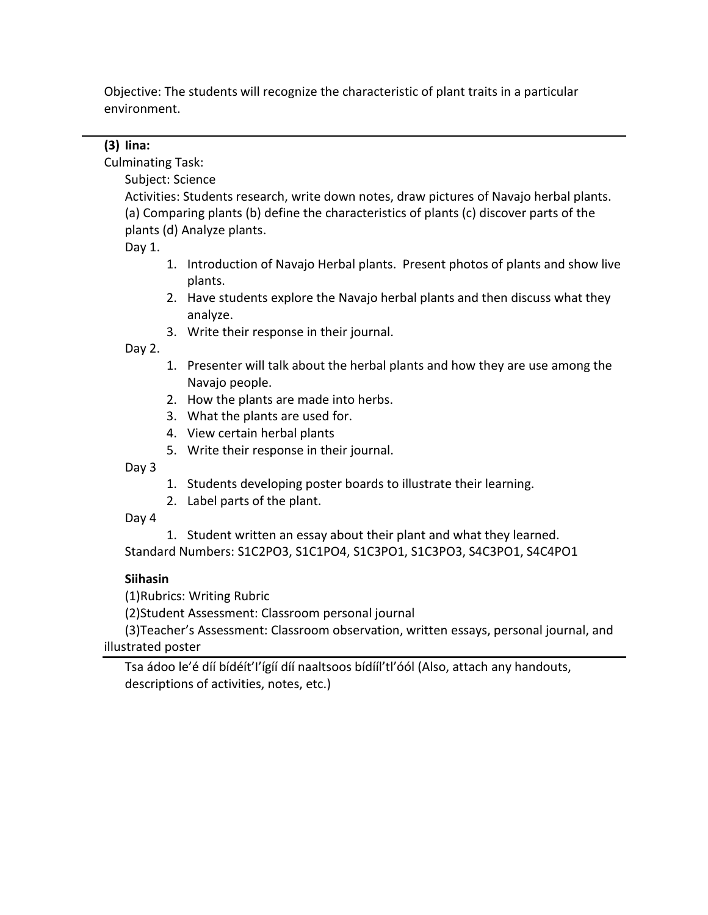Objective: The students will recognize the characteristic of plant traits in a particular environment.

---

**(3) Iina:**

Culminating Task:

Subject: Science

Activities: Students research, write down notes, draw pictures of Navajo herbal plants. (a) Comparing plants (b) define the characteristics of plants (c) discover parts of the plants (d) Analyze plants.

Day 1.

1. Introduction of Navajo Herbal plants. Present photos of plants and show live plants.
2. Have students explore the Navajo herbal plants and then discuss what they analyze.
3. Write their response in their journal.

Day 2.

1. Presenter will talk about the herbal plants and how they are use among the Navajo people.
2. How the plants are made into herbs.
3. What the plants are used for.
4. View certain herbal plants
5. Write their response in their journal.

Day 3

1. Students developing poster boards to illustrate their learning.
2. Label parts of the plant.

Day 4

1. Student written an essay about their plant and what they learned.

Standard Numbers: S1C2PO3, S1C1PO4, S1C3PO1, S1C3PO3, S4C3PO1, S4C4PO1

**Siihasin**

(1)Rubrics: Writing Rubric

(2)Student Assessment: Classroom personal journal

(3)Teacher's Assessment: Classroom observation, written essays, personal journal, and illustrated poster

---

Tsa ádoo le'é díí bídéít'I'ígíí díí naaltsoos bídíil'tl'óól (Also, attach any handouts, descriptions of activities, notes, etc.)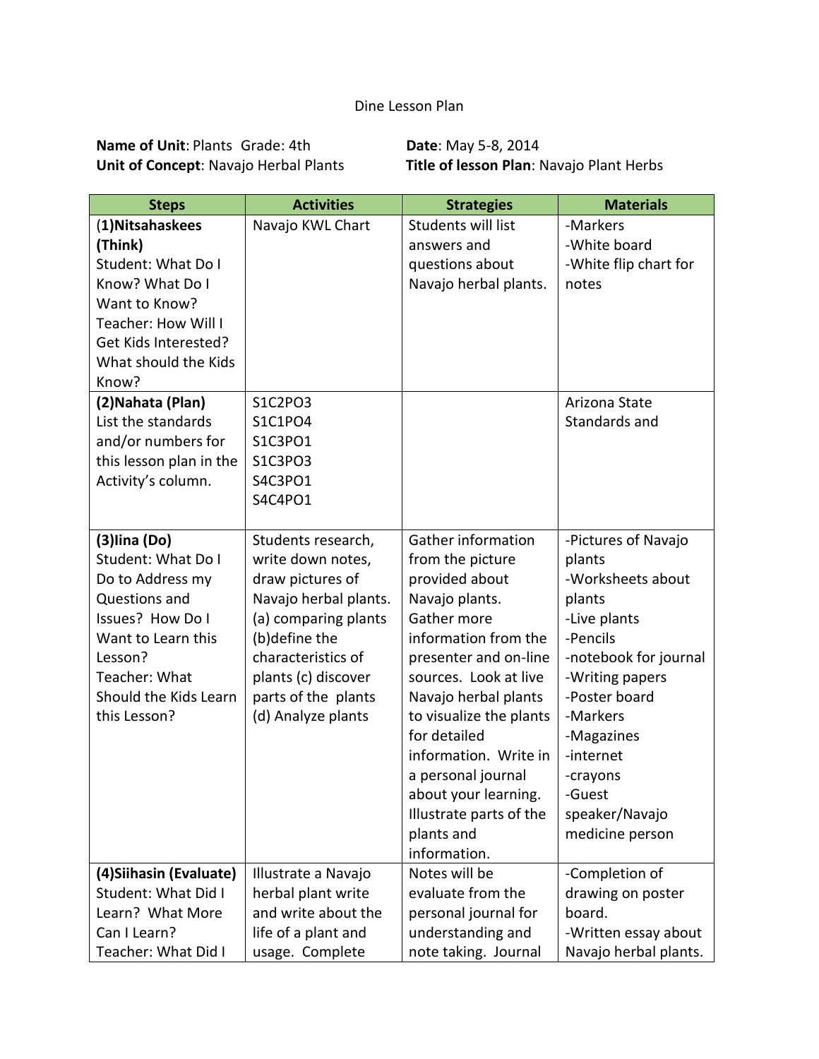Dine Lesson Plan

**Name of Unit**: Plants Grade: 4th
**Unit of Concept**: Navajo Herbal Plants

**Date**: May 5-8, 2014
**Title of lesson Plan**: Navajo Plant Herbs

| Steps | Activities | Strategies | Materials |
|---|---|---|---|
| **(1)Nitsahaskees (Think)** Student: What Do I Know? What Do I Want to Know? Teacher: How Will I Get Kids Interested? What should the Kids Know? | Navajo KWL Chart | Students will list answers and questions about Navajo herbal plants. | -Markers<br>-White board<br>-White flip chart for notes |
| **(2)Nahata (Plan)** List the standards and/or numbers for this lesson plan in the Activity's column. | S1C2PO3<br>S1C1PO4<br>S1C3PO1<br>S1C3PO3<br>S4C3PO1<br>S4C4PO1 | | Arizona State Standards and |
| **(3)Iina (Do)** Student: What Do I Do to Address my Questions and Issues? How Do I Want to Learn this Lesson? Teacher: What Should the Kids Learn this Lesson? | Students research, write down notes, draw pictures of Navajo herbal plants. (a) comparing plants (b)define the characteristics of plants (c) discover parts of the plants (d) Analyze plants | Gather information from the picture provided about Navajo plants. Gather more information from the presenter and on-line sources. Look at live Navajo herbal plants to visualize the plants for detailed information. Write in a personal journal about your learning. Illustrate parts of the plants and information. | -Pictures of Navajo plants<br>-Worksheets about plants<br>-Live plants<br>-Pencils<br>-notebook for journal<br>-Writing papers<br>-Poster board<br>-Markers<br>-Magazines<br>-internet<br>-crayons<br>-Guest speaker/Navajo medicine person |
| **(4)Siihasin (Evaluate)** Student: What Did I Learn? What More Can I Learn? Teacher: What Did I | Illustrate a Navajo herbal plant write and write about the life of a plant and usage. Complete | Notes will be evaluate from the personal journal for understanding and note taking. Journal | -Completion of drawing on poster board.<br>-Written essay about Navajo herbal plants. |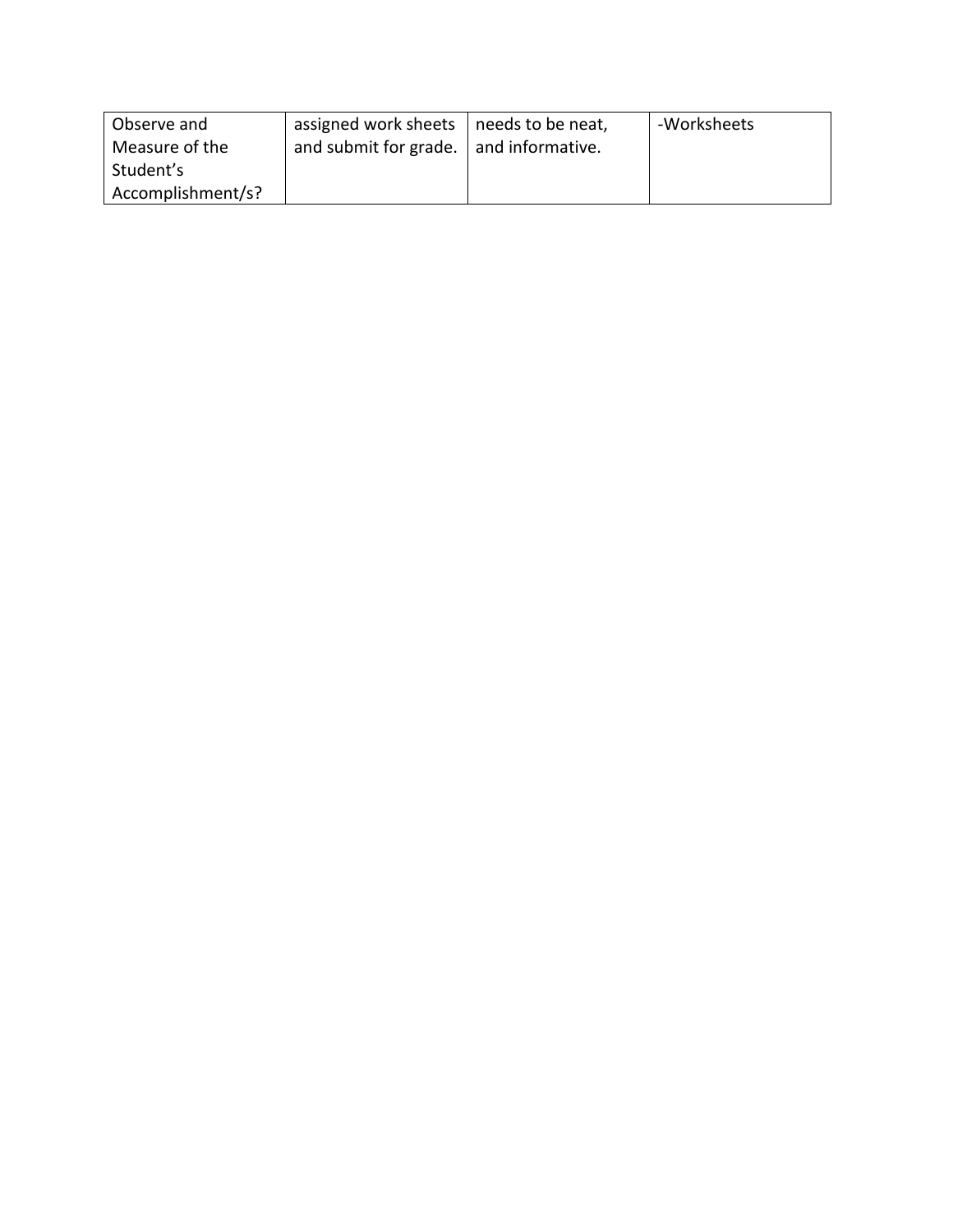| Observe and Measure of the Student's Accomplishment/s? | assigned work sheets and submit for grade. | needs to be neat, and informative. | -Worksheets |
|---|---|---|---|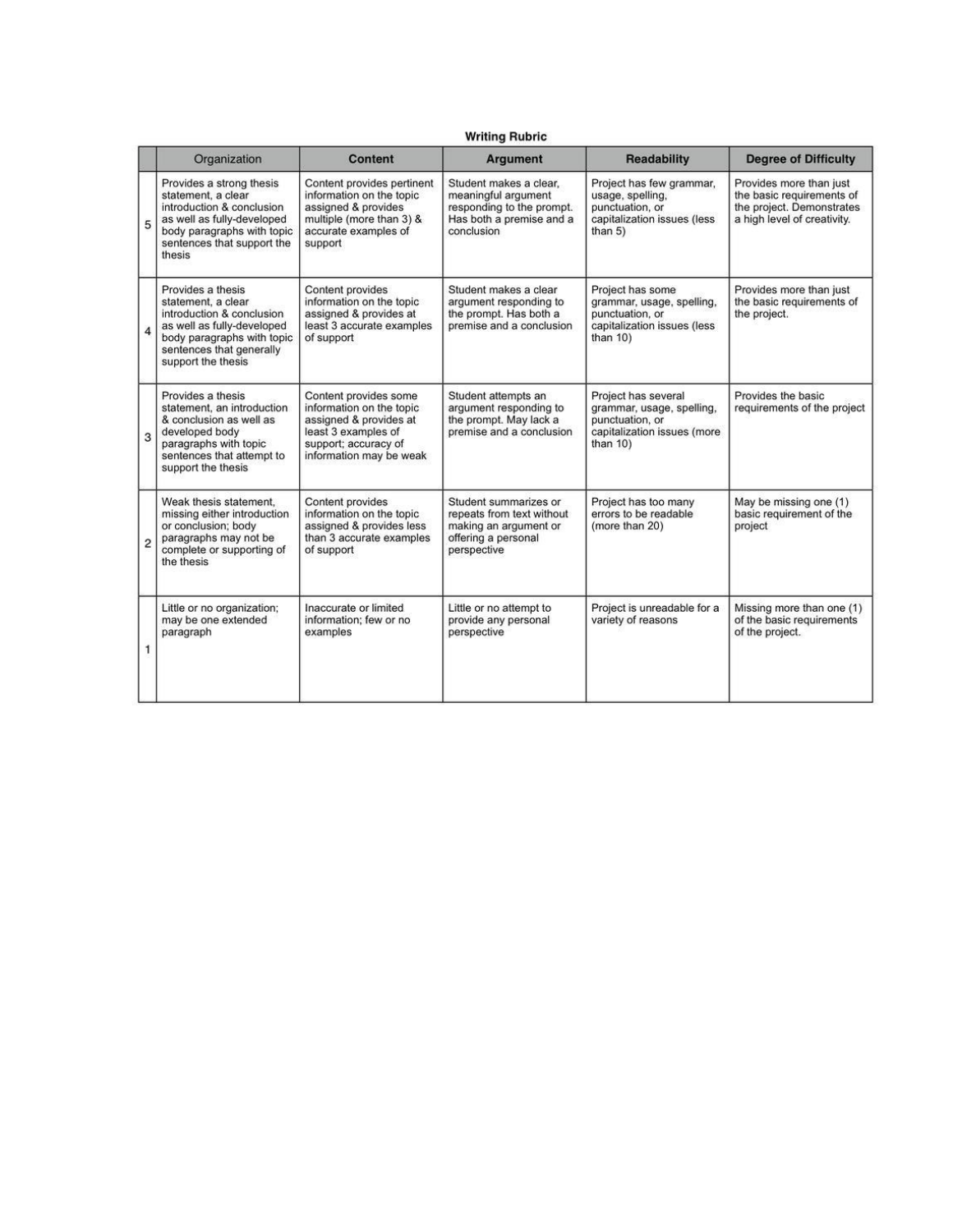## Writing Rubric

| | Organization | Content | Argument | Readability | Degree of Difficulty |
|---|---|---|---|---|---|
| 5 | Provides a strong thesis statement, a clear introduction & conclusion as well as fully-developed body paragraphs with topic sentences that support the thesis | Content provides pertinent information on the topic assigned & provides multiple (more than 3) & accurate examples of support | Student makes a clear, meaningful argument responding to the prompt. Has both a premise and a conclusion | Project has few grammar, usage, spelling, punctuation, or capitalization issues (less than 5) | Provides more than just the basic requirements of the project. Demonstrates a high level of creativity. |
| 4 | Provides a thesis statement, a clear introduction & conclusion as well as fully-developed body paragraphs with topic sentences that generally support the thesis | Content provides information on the topic assigned & provides at least 3 accurate examples of support | Student makes a clear argument responding to the prompt. Has both a premise and a conclusion | Project has some grammar, usage, spelling, punctuation, or capitalization issues (less than 10) | Provides more than just the basic requirements of the project. |
| 3 | Provides a thesis statement, an introduction & conclusion as well as developed body paragraphs with topic sentences that attempt to support the thesis | Content provides some information on the topic assigned & provides at least 3 examples of support; accuracy of information may be weak | Student attempts an argument responding to the prompt. May lack a premise and a conclusion | Project has several grammar, usage, spelling, punctuation, or capitalization issues (more than 10) | Provides the basic requirements of the project |
| 2 | Weak thesis statement, missing either introduction or conclusion; body paragraphs may not be complete or supporting of the thesis | Content provides information on the topic assigned & provides less than 3 accurate examples of support | Student summarizes or repeats from text without making an argument or offering a personal perspective | Project has too many errors to be readable (more than 20) | May be missing one (1) basic requirement of the project |
| 1 | Little or no organization; may be one extended paragraph | Inaccurate or limited information; few or no examples | Little or no attempt to provide any personal perspective | Project is unreadable for a variety of reasons | Missing more than one (1) of the basic requirements of the project. |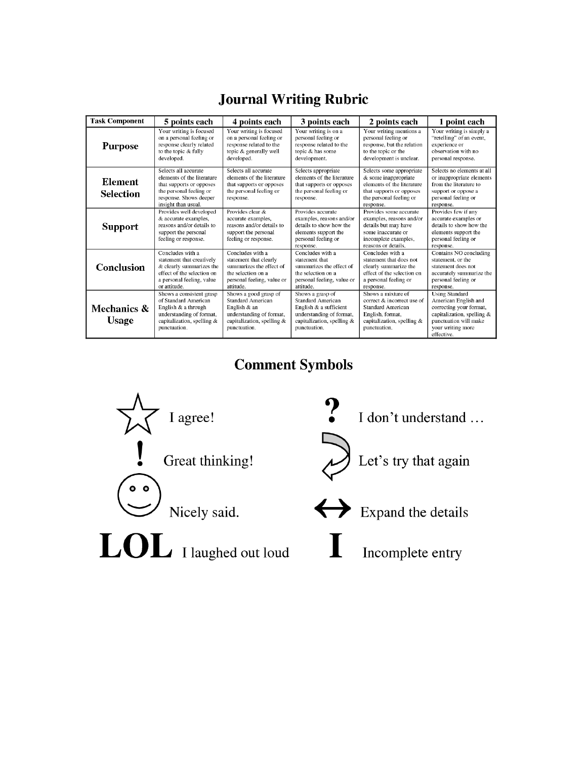# Journal Writing Rubric

| Task Component | 5 points each | 4 points each | 3 points each | 2 points each | 1 point each |
|---|---|---|---|---|---|
| **Purpose** | Your writing is focused on a personal feeling or response clearly related to the topic & fully developed. | Your writing is focused on a personal feeling or response related to the topic & generally well developed. | Your writing is on a personal feeling or response related to the topic & has some development. | Your writing mentions a personal feeling or response, but the relation to the topic or the development is unclear. | Your writing is simply a "retelling" of an event, experience or observation with no personal response. |
| **Element Selection** | Selects all accurate elements of the literature that supports or opposes the personal feeling or response. Shows deeper insight than usual. | Selects all accurate elements of the literature that supports or opposes the personal feeling or response. | Selects appropriate elements of the literature that supports or opposes the personal feeling or response. | Selects some appropriate & some inappropriate elements of the literature that supports or opposes the personal feeling or response. | Selects no elements at all or inappropriate elements from the literature to support or oppose a personal feeling or response. |
| **Support** | Provides well developed & accurate examples, reasons and/or details to support the personal feeling or response. | Provides clear & accurate examples, reasons and/or details to support the personal feeling or response. | Provides accurate examples, reasons and/or details to show how the elements support the personal feeling or response. | Provides some accurate examples, reasons and/or details but may have some inaccurate or incomplete examples, reasons or details. | Provides few if any accurate examples or details to show how the elements support the personal feeling or response. |
| **Conclusion** | Concludes with a statement that creatively & clearly summarizes the effect of the selection on a personal feeling, value or attitude. | Concludes with a statement that clearly summarizes the effect of the selection on a personal feeling, value or attitude. | Concludes with a statement that summarizes the effect of the selection on a personal feeling, value or attitude. | Concludes with a statement that does not clearly summarize the effect of the selection on a personal feeling or response. | Contains NO concluding statement, or the statement does not accurately summarize the personal feeling or response. |
| **Mechanics & Usage** | Shows a consistent grasp of Standard American English & a through understanding of format, capitalization, spelling & punctuation. | Shows a good grasp of Standard American English & an understanding of format, capitalization, spelling & punctuation. | Shows a grasp of Standard American English & a sufficient understanding of format, capitalization, spelling & punctuation. | Shows a mixture of correct & incorrect use of Standard American English, format, capitalization, spelling & punctuation. | Using Standard American English and correcting your format, capitalization, spelling & punctuation will make your writing more effective. |

# Comment Symbols

| Symbol | Meaning | Symbol | Meaning |
|---|---|---|---|
| ☆ | I agree! | ? | I don't understand … |
| ! | Great thinking! | ↻ | Let's try that again |
| ☺ | Nicely said. | ↔ | Expand the details |
| LOL | I laughed out loud | I | Incomplete entry |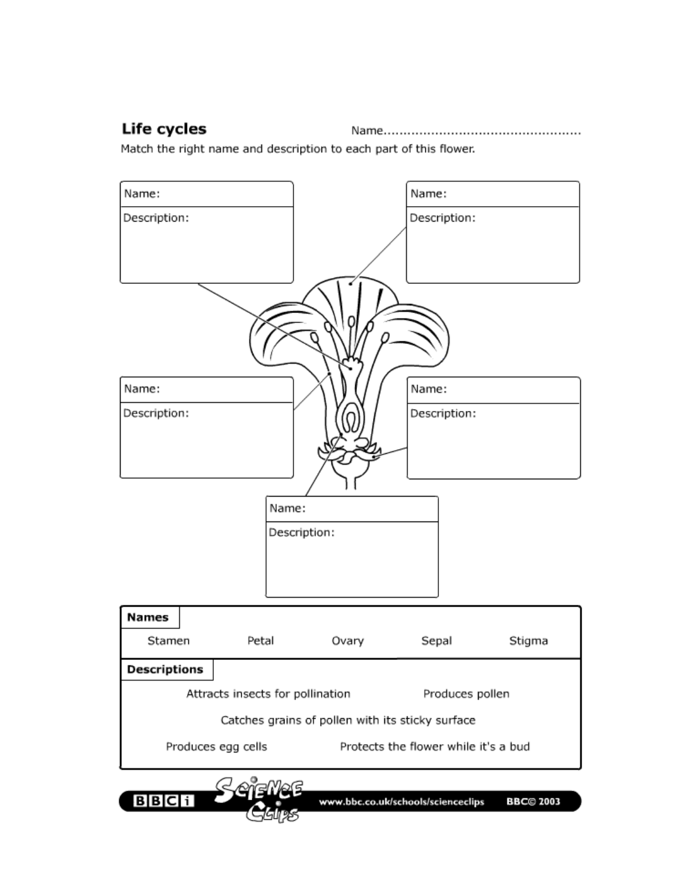## Life cycles

Name.................................................

Match the right name and description to each part of this flower.

Name:

Description:

Name:

Description:

Name:

Description:

Name:

Description:

Name:

Description:

**Names**

Stamen    Petal    Ovary    Sepal    Stigma

**Descriptions**

Attracts insects for pollination

Produces pollen

Catches grains of pollen with its sticky surface

Produces egg cells

Protects the flower while it's a bud

BBCi Science Clips www.bbc.co.uk/schools/scienceclips BBC© 2003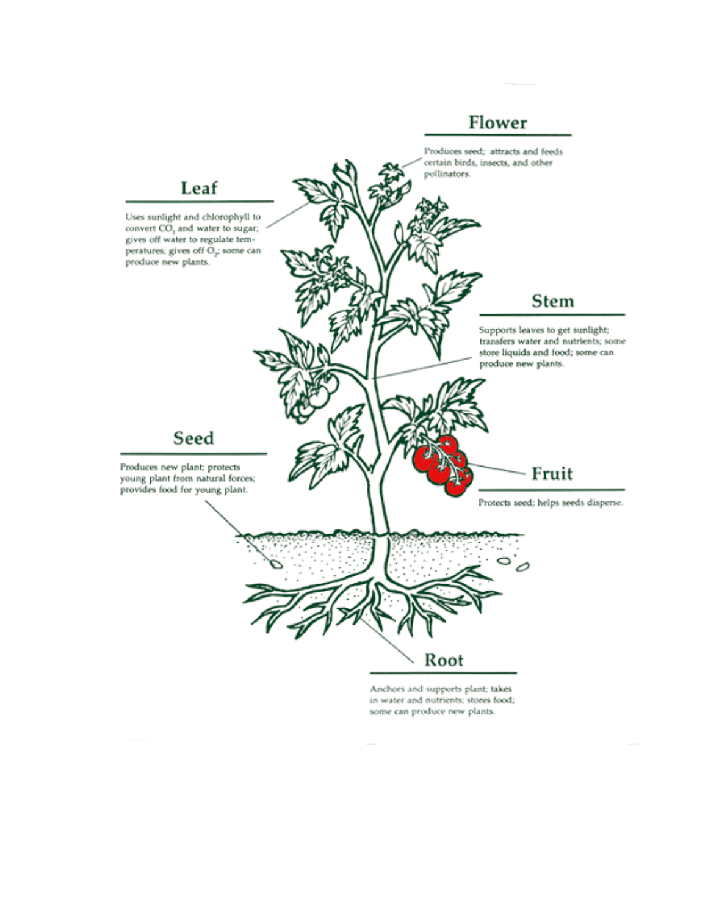## Flower

Produces seed; attracts and feeds certain birds, insects, and other pollinators.

## Leaf

Uses sunlight and chlorophyll to convert $CO_2$ and water to sugar; gives off water to regulate temperatures; gives off $O_2$; some can produce new plants.

## Stem

Supports leaves to get sunlight; transfers water and nutrients; some store liquids and food; some can produce new plants.

## Seed

Produces new plant; protects young plant from natural forces; provides food for young plant.

## Fruit

Protects seed; helps seeds disperse.

## Root

Anchors and supports plant; takes in water and nutrients; stores food; some can produce new plants.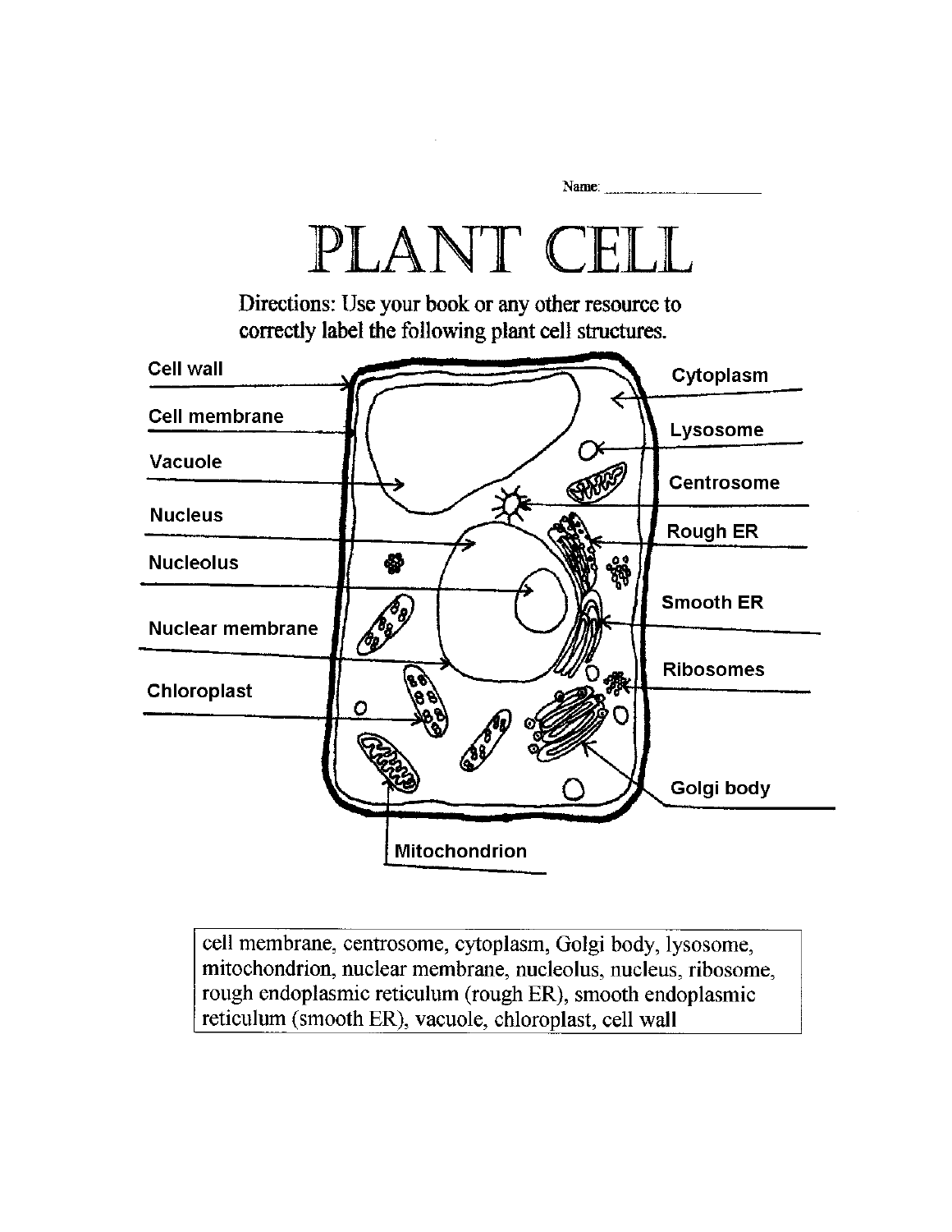Name: ______________________

# PLANT CELL

Directions: Use your book or any other resource to correctly label the following plant cell structures.

Cell wall

Cell membrane

Vacuole

Nucleus

Nucleolus

Nuclear membrane

Chloroplast

Mitochondrion

Cytoplasm

Lysosome

Centrosome

Rough ER

Smooth ER

Ribosomes

Golgi body

cell membrane, centrosome, cytoplasm, Golgi body, lysosome, mitochondrion, nuclear membrane, nucleolus, nucleus, ribosome, rough endoplasmic reticulum (rough ER), smooth endoplasmic reticulum (smooth ER), vacuole, chloroplast, cell wall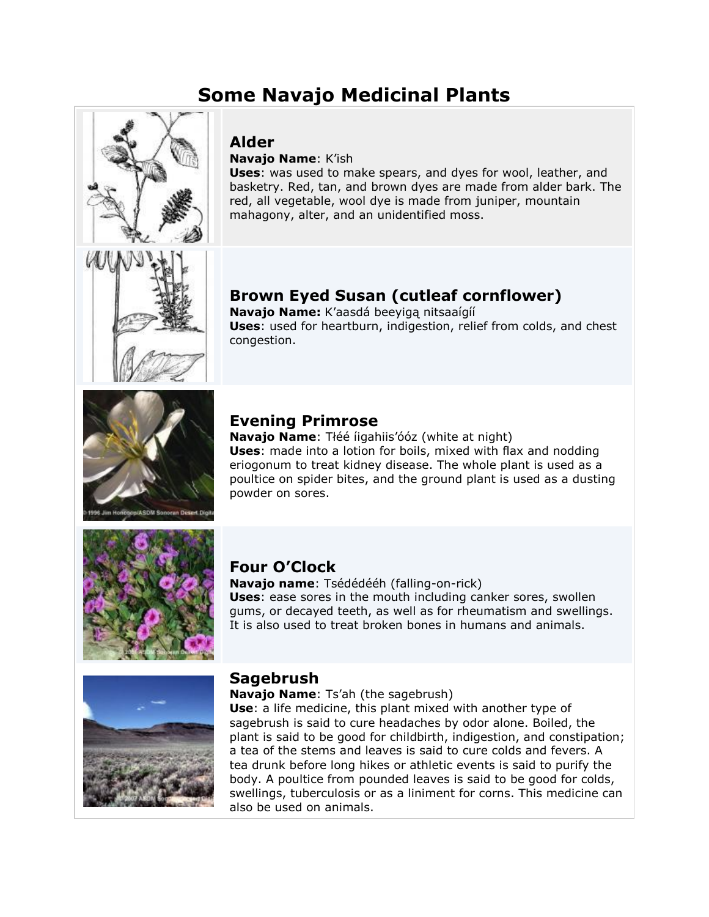# Some Navajo Medicinal Plants

### Alder

**Navajo Name**: K'ish

**Uses**: was used to make spears, and dyes for wool, leather, and basketry. Red, tan, and brown dyes are made from alder bark. The red, all vegetable, wool dye is made from juniper, mountain mahagony, alter, and an unidentified moss.

### Brown Eyed Susan (cutleaf cornflower)

**Navajo Name:** K'aasdá beeyigą nitsaaígíí

**Uses**: used for heartburn, indigestion, relief from colds, and chest congestion.

### Evening Primrose

**Navajo Name**: Tł'éé íigahiis'óóz (white at night)

**Uses**: made into a lotion for boils, mixed with flax and nodding eriogonum to treat kidney disease. The whole plant is used as a poultice on spider bites, and the ground plant is used as a dusting powder on sores.

### Four O'Clock

**Navajo name**: Tsédédééh (falling-on-rick)

**Uses**: ease sores in the mouth including canker sores, swollen gums, or decayed teeth, as well as for rheumatism and swellings. It is also used to treat broken bones in humans and animals.

### Sagebrush

**Navajo Name**: Ts'ah (the sagebrush)

**Use**: a life medicine, this plant mixed with another type of sagebrush is said to cure headaches by odor alone. Boiled, the plant is said to be good for childbirth, indigestion, and constipation; a tea of the stems and leaves is said to cure colds and fevers. A tea drunk before long hikes or athletic events is said to purify the body. A poultice from pounded leaves is said to be good for colds, swellings, tuberculosis or as a liniment for corns. This medicine can also be used on animals.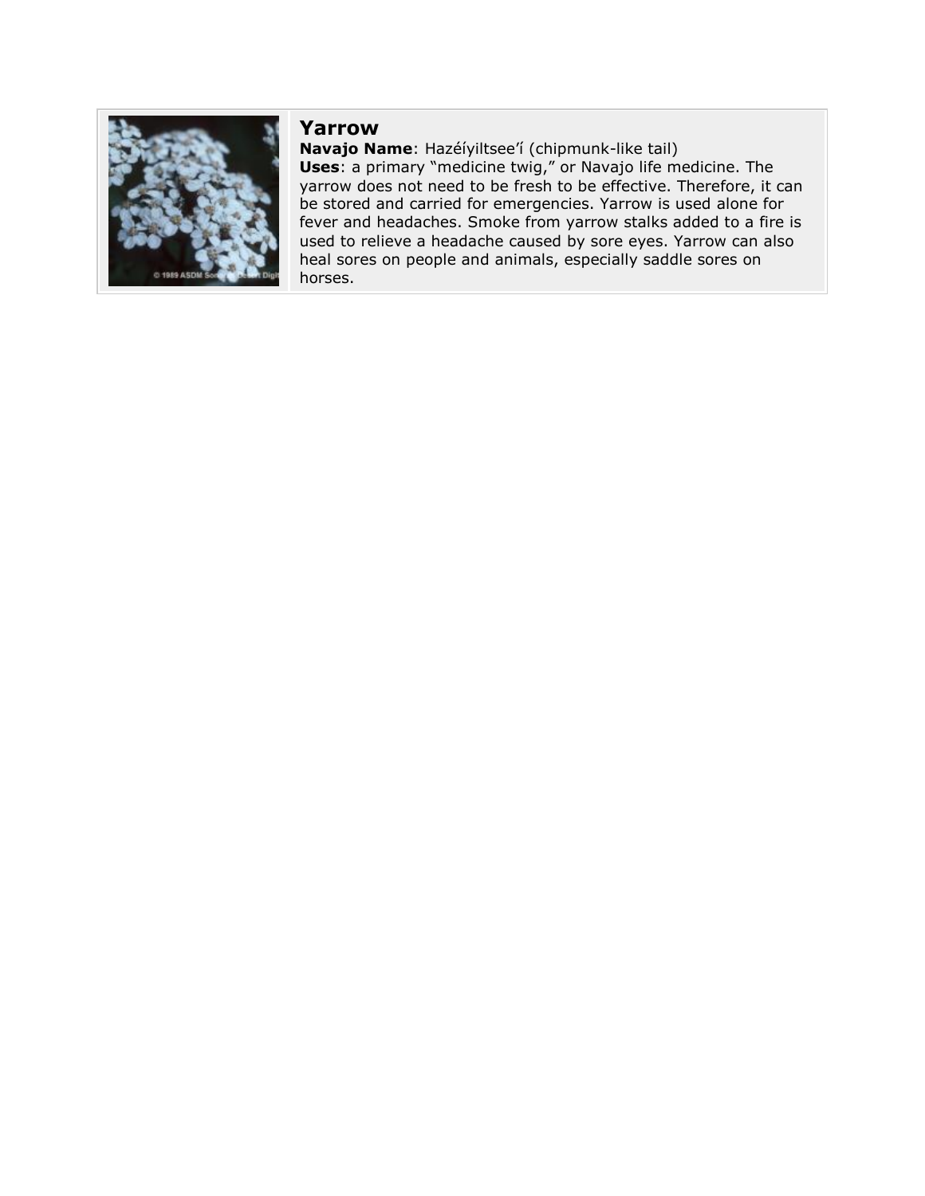## Yarrow

**Navajo Name**: Hazéíyiltsee'í (chipmunk-like tail)

**Uses**: a primary "medicine twig," or Navajo life medicine. The yarrow does not need to be fresh to be effective. Therefore, it can be stored and carried for emergencies. Yarrow is used alone for fever and headaches. Smoke from yarrow stalks added to a fire is used to relieve a headache caused by sore eyes. Yarrow can also heal sores on people and animals, especially saddle sores on horses.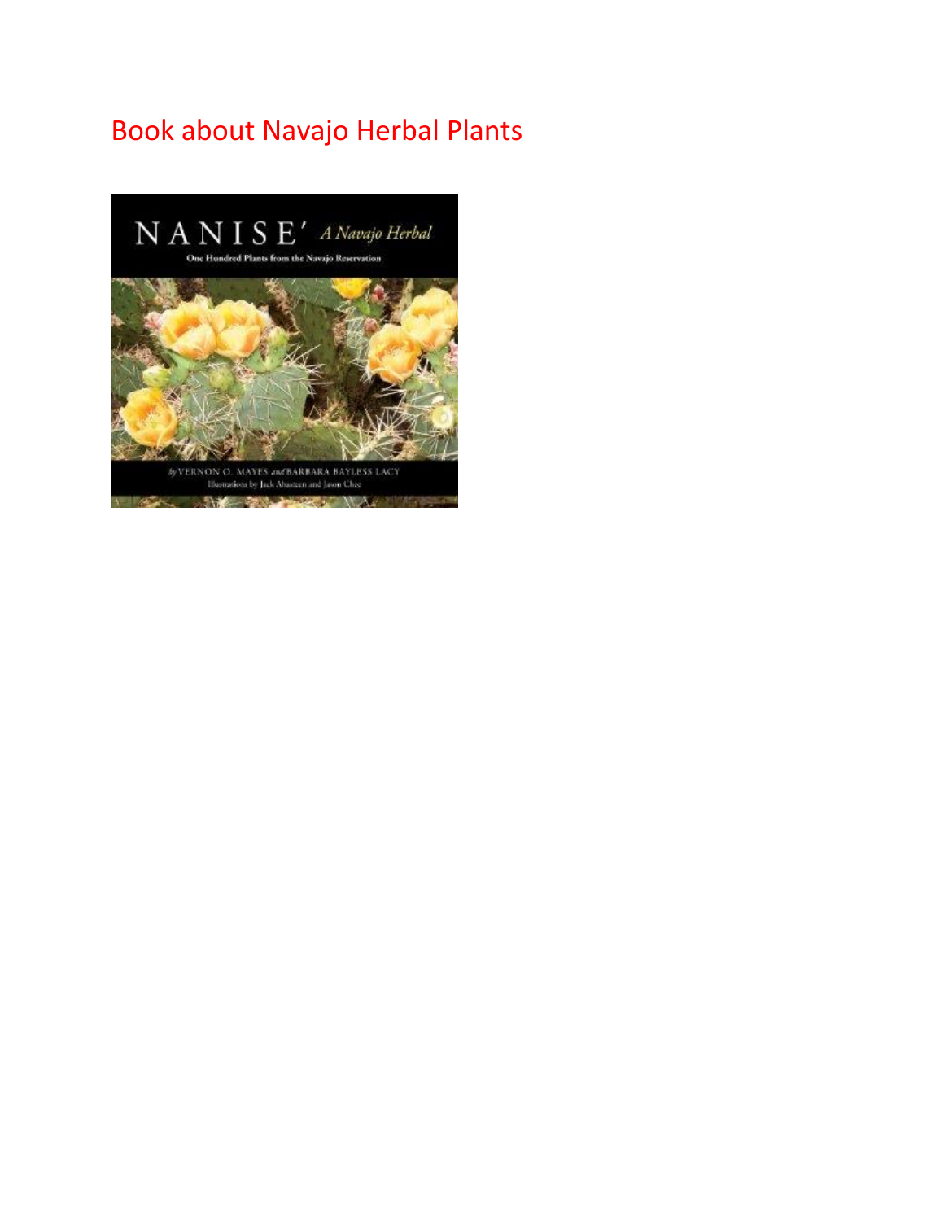# Book about Navajo Herbal Plants

NANISE' A Navajo Herbal

One Hundred Plants from the Navajo Reservation

by VERNON O. MAYES and BARBARA BAYLESS LACY

Illustrations by Jack Ahasteen and Jason Chee